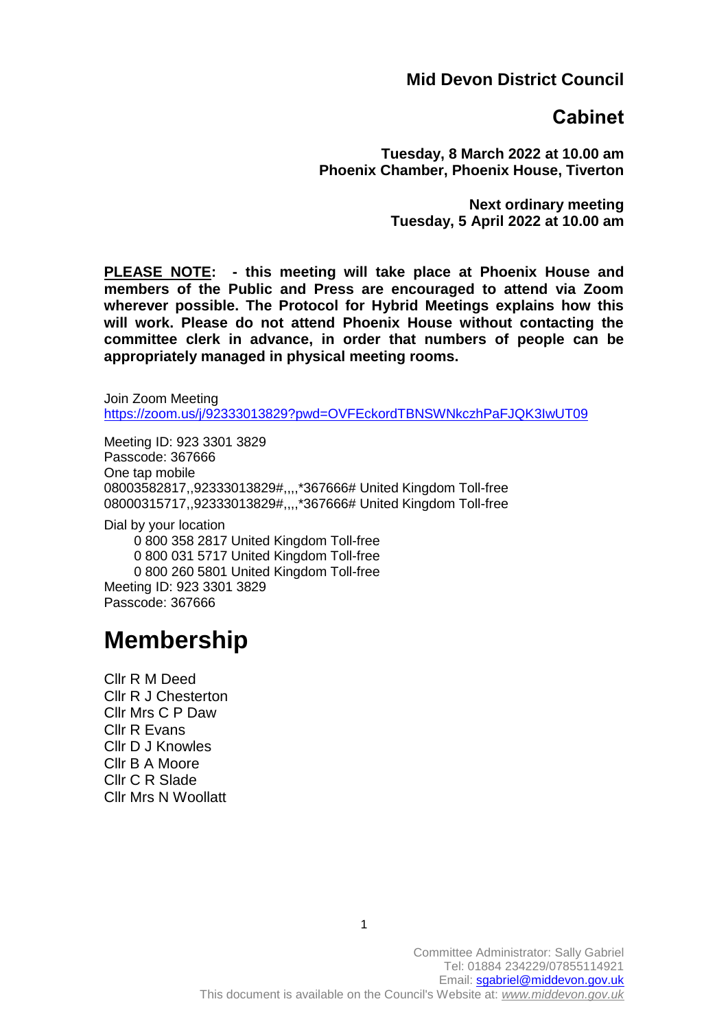**Mid Devon District Council**

## Cabinet

**Tuesday, 8 March 2022 at 10.00 am**
**Phoenix Chamber, Phoenix House, Tiverton**

**Next ordinary meeting**
**Tuesday, 5 April 2022 at 10.00 am**

**PLEASE NOTE: - this meeting will take place at Phoenix House and members of the Public and Press are encouraged to attend via Zoom wherever possible. The Protocol for Hybrid Meetings explains how this will work. Please do not attend Phoenix House without contacting the committee clerk in advance, in order that numbers of people can be appropriately managed in physical meeting rooms.**

Join Zoom Meeting
https://zoom.us/j/92333013829?pwd=OVFEckordTBNSWNkczhPaFJQK3IwUT09

Meeting ID: 923 3301 3829
Passcode: 367666
One tap mobile
08003582817,,92333013829#,,,,*367666# United Kingdom Toll-free
08000315717,,92333013829#,,,,*367666# United Kingdom Toll-free

Dial by your location
0 800 358 2817 United Kingdom Toll-free
0 800 031 5717 United Kingdom Toll-free
0 800 260 5801 United Kingdom Toll-free
Meeting ID: 923 3301 3829
Passcode: 367666

# Membership

Cllr R M Deed
Cllr R J Chesterton
Cllr Mrs C P Daw
Cllr R Evans
Cllr D J Knowles
Cllr B A Moore
Cllr C R Slade
Cllr Mrs N Woollatt

Committee Administrator: Sally Gabriel
Tel: 01884 234229/07855114921
Email: sgabriel@middevon.gov.uk
This document is available on the Council's Website at: *www.middevon.gov.uk*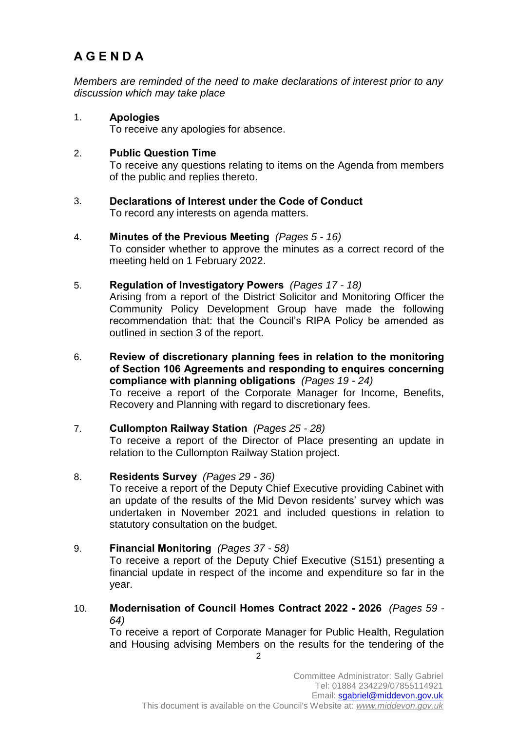# A G E N D A

*Members are reminded of the need to make declarations of interest prior to any discussion which may take place*

1. **Apologies**
   To receive any apologies for absence.

2. **Public Question Time**
   To receive any questions relating to items on the Agenda from members of the public and replies thereto.

3. **Declarations of Interest under the Code of Conduct**
   To record any interests on agenda matters.

4. **Minutes of the Previous Meeting** *(Pages 5 - 16)*
   To consider whether to approve the minutes as a correct record of the meeting held on 1 February 2022.

5. **Regulation of Investigatory Powers** *(Pages 17 - 18)*
   Arising from a report of the District Solicitor and Monitoring Officer the Community Policy Development Group have made the following recommendation that: that the Council's RIPA Policy be amended as outlined in section 3 of the report.

6. **Review of discretionary planning fees in relation to the monitoring of Section 106 Agreements and responding to enquires concerning compliance with planning obligations** *(Pages 19 - 24)*
   To receive a report of the Corporate Manager for Income, Benefits, Recovery and Planning with regard to discretionary fees.

7. **Cullompton Railway Station** *(Pages 25 - 28)*
   To receive a report of the Director of Place presenting an update in relation to the Cullompton Railway Station project.

8. **Residents Survey** *(Pages 29 - 36)*
   To receive a report of the Deputy Chief Executive providing Cabinet with an update of the results of the Mid Devon residents' survey which was undertaken in November 2021 and included questions in relation to statutory consultation on the budget.

9. **Financial Monitoring** *(Pages 37 - 58)*
   To receive a report of the Deputy Chief Executive (S151) presenting a financial update in respect of the income and expenditure so far in the year.

10. **Modernisation of Council Homes Contract 2022 - 2026** *(Pages 59 - 64)*
    To receive a report of Corporate Manager for Public Health, Regulation and Housing advising Members on the results for the tendering of the

Committee Administrator: Sally Gabriel
Tel: 01884 234229/07855114921
Email: sgabriel@middevon.gov.uk
This document is available on the Council's Website at: *www.middevon.gov.uk*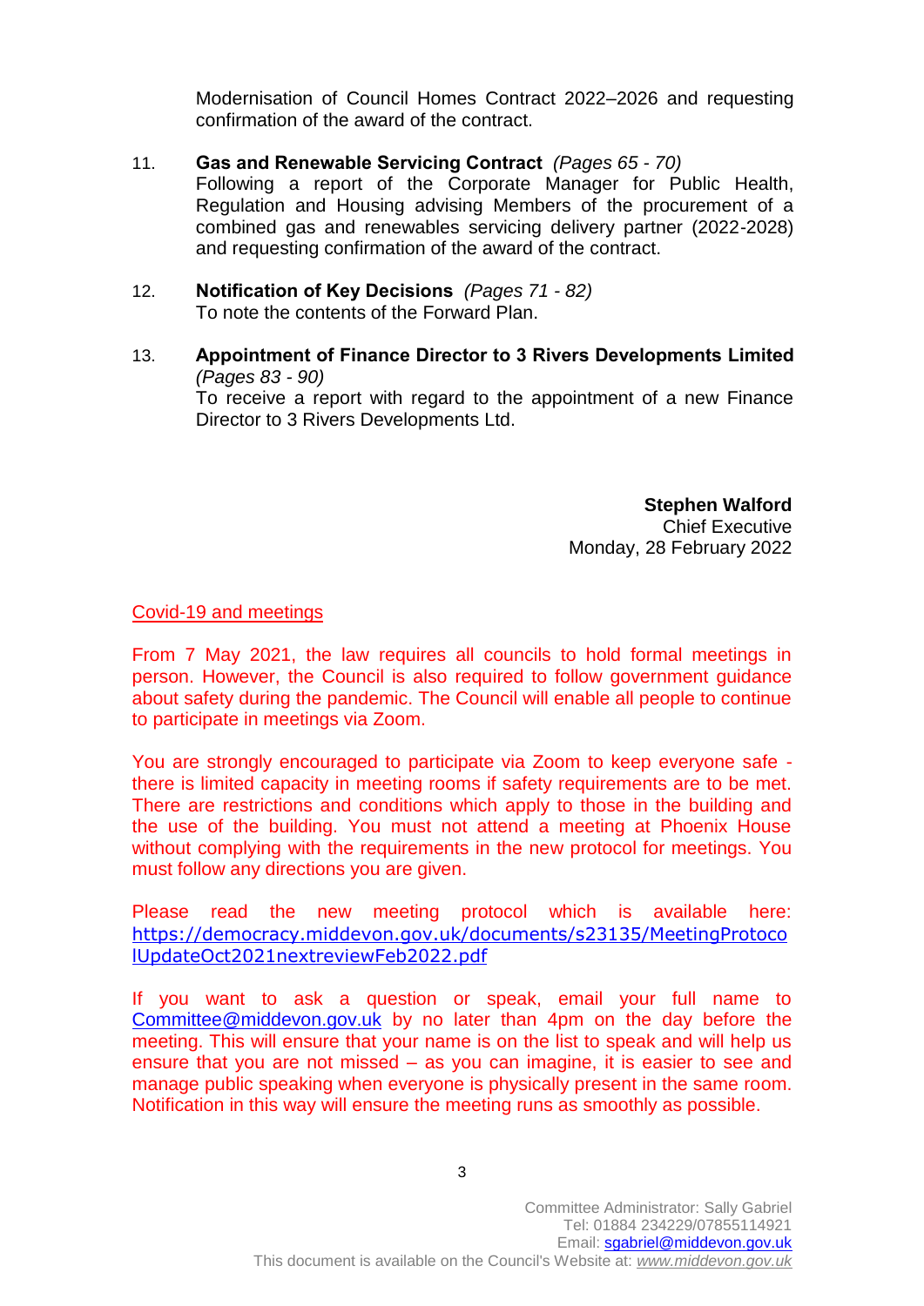Modernisation of Council Homes Contract 2022–2026 and requesting confirmation of the award of the contract.

11. **Gas and Renewable Servicing Contract** *(Pages 65 - 70)*
    Following a report of the Corporate Manager for Public Health, Regulation and Housing advising Members of the procurement of a combined gas and renewables servicing delivery partner (2022-2028) and requesting confirmation of the award of the contract.

12. **Notification of Key Decisions** *(Pages 71 - 82)*
    To note the contents of the Forward Plan.

13. **Appointment of Finance Director to 3 Rivers Developments Limited** *(Pages 83 - 90)*
    To receive a report with regard to the appointment of a new Finance Director to 3 Rivers Developments Ltd.

**Stephen Walford**
Chief Executive
Monday, 28 February 2022

Covid-19 and meetings

From 7 May 2021, the law requires all councils to hold formal meetings in person. However, the Council is also required to follow government guidance about safety during the pandemic. The Council will enable all people to continue to participate in meetings via Zoom.

You are strongly encouraged to participate via Zoom to keep everyone safe - there is limited capacity in meeting rooms if safety requirements are to be met. There are restrictions and conditions which apply to those in the building and the use of the building. You must not attend a meeting at Phoenix House without complying with the requirements in the new protocol for meetings. You must follow any directions you are given.

Please read the new meeting protocol which is available here: https://democracy.middevon.gov.uk/documents/s23135/MeetingProtocolUpdateOct2021nextreviewFeb2022.pdf

If you want to ask a question or speak, email your full name to Committee@middevon.gov.uk by no later than 4pm on the day before the meeting. This will ensure that your name is on the list to speak and will help us ensure that you are not missed – as you can imagine, it is easier to see and manage public speaking when everyone is physically present in the same room. Notification in this way will ensure the meeting runs as smoothly as possible.

Committee Administrator: Sally Gabriel
Tel: 01884 234229/07855114921
Email: sgabriel@middevon.gov.uk
This document is available on the Council's Website at: *www.middevon.gov.uk*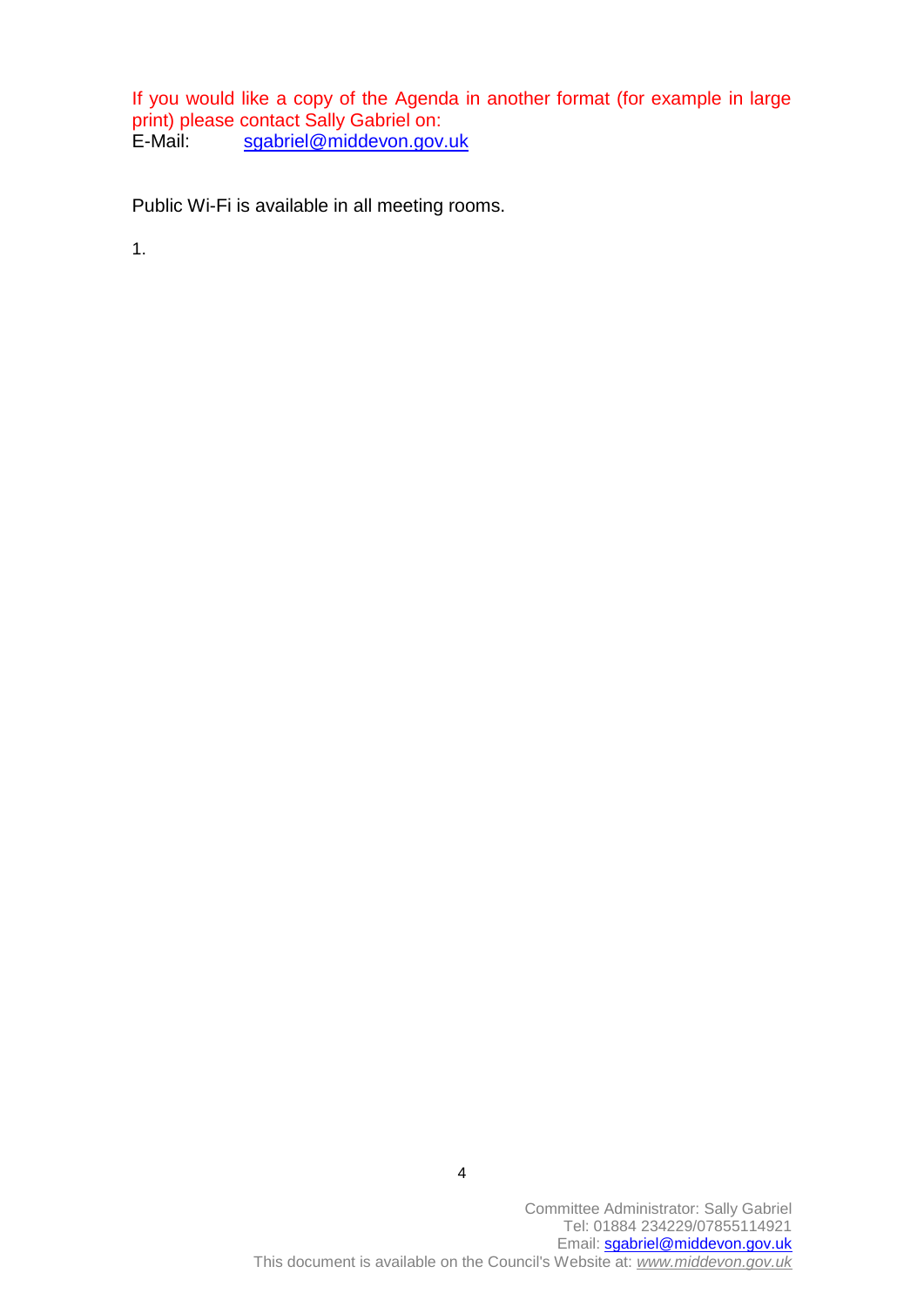If you would like a copy of the Agenda in another format (for example in large print) please contact Sally Gabriel on:
E-Mail: sgabriel@middevon.gov.uk

Public Wi-Fi is available in all meeting rooms.

1.

Committee Administrator: Sally Gabriel
Tel: 01884 234229/07855114921
Email: sgabriel@middevon.gov.uk
This document is available on the Council's Website at: *www.middevon.gov.uk*